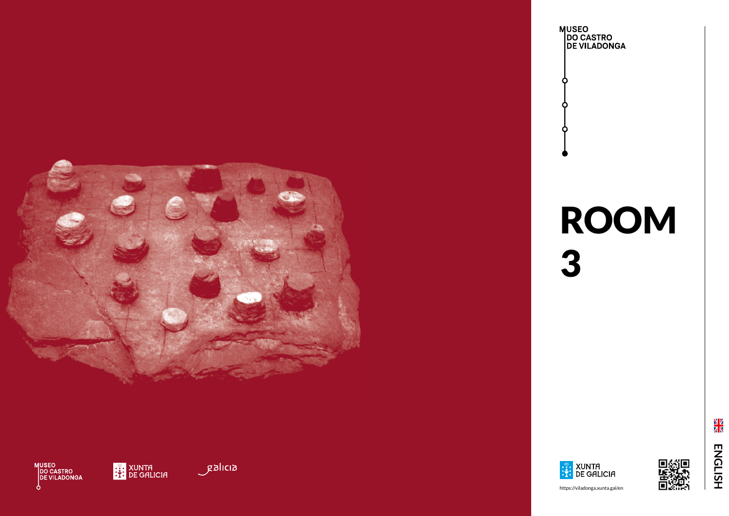MUSEO DO CASTRO DE VILADONGA

# ROOM 3

MUSEO DO CASTRO DE VILADONGA

XUNTA DE GALICIA

galicia

XUNTA DE GALICIA

https://viladonga.xunta.gal/en

ENGLISH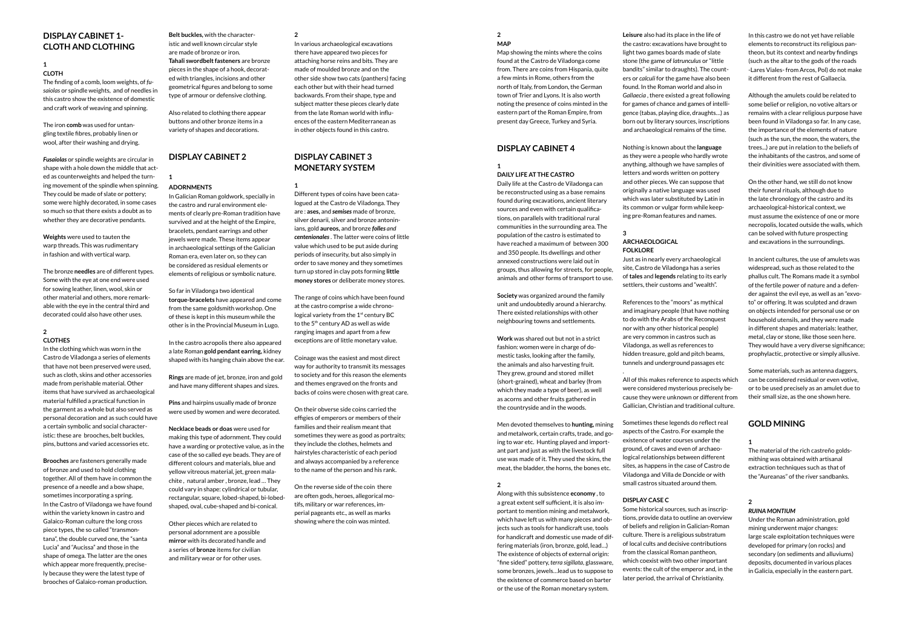## DISPLAY CABINET 1- CLOTH AND CLOTHING

**1**
**CLOTH**

The finding of a comb, loom weights, of *fusaiolas* or spindle weights, and of needles in this castro show the existence of domestic and craft work of weaving and spinning.

The iron **comb** was used for untangling textile fibres, probably linen or wool, after their washing and drying.

***Fusaiolas*** or spindle weights are circular in shape with a hole down the middle that acted as counterweights and helped the turning movement of the spindle when spinning. They could be made of slate or pottery; some were highly decorated, in some cases so much so that there exists a doubt as to whether they are decorative pendants.

**Weights** were used to tauten the warp threads. This was rudimentary in fashion and with vertical warp.

The bronze **needles** are of different types. Some with the eye at one end were used for sowing leather, linen, wool, skin or other material and others, more remarkable with the eye in the central third and decorated could also have other uses.

**2**
**CLOTHES**

In the clothing which was worn in the Castro de Viladonga a series of elements that have not been preserved were used, such as cloth, skins and other accessories made from perishable material. Other items that have survived as archaeological material fulfilled a practical function in the garment as a whole but also served as personal decoration and as such could have a certain symbolic and social characteristic: these are brooches, belt buckles, pins, buttons and varied accessories etc.

**Brooches** are fasteners generally made of bronze and used to hold clothing together. All of them have in common the presence of a needle and a bow shape, sometimes incorporating a spring. In the Castro of Viladonga we have found within the variety known in castro and Galaico-Roman culture the long cross piece types, the so called "transmontana", the double curved one, the "santa Lucia" and "Aucissa" and those in the shape of omega. The latter are the ones which appear more frequently, precisely because they were the latest type of brooches of Galaico-roman production.

**Belt buckles,** with the characteristic and well known circular style are made of bronze or iron.
**Tahali swordbelt fasteners** are bronze pieces in the shape of a hook, decorated with triangles, incisions and other geometrical figures and belong to some type of armour or defensive clothing.

Also related to clothing there appear buttons and other bronze items in a variety of shapes and decorations.

## DISPLAY CABINET 2

**1**
**ADORNMENTS**

In Galician Roman goldwork, specially in the castro and rural environment elements of clearly pre-Roman tradition have survived and at the height of the Empire, bracelets, pendant earrings and other jewels were made. These items appear in archaeological settings of the Galician Roman era, even later on, so they can be considered as residual elements or elements of religious or symbolic nature.

So far in Viladonga two identical **torque-bracelets** have appeared and come from the same goldsmith workshop. One of these is kept in this museum while the other is in the Provincial Museum in Lugo.

In the castro acropolis there also appeared a late Roman **gold pendant earring,** kidney shaped with its hanging chain above the ear.

**Rings** are made of jet, bronze, iron and gold and have many different shapes and sizes.

**Pins** and hairpins usually made of bronze were used by women and were decorated.

**Necklace beads or doas** were used for making this type of adornment. They could have a warding or protective value, as in the case of the so called eye beads. They are of different colours and materials, blue and yellow vitreous material, jet, green malachite , natural amber , bronze, lead … They could vary in shape: cylindrical or tubular, rectangular, square, lobed-shaped, bi-lobed-shaped, oval, cube-shaped and bi-conical.

Other pieces which are related to personal adornment are a possible **mirror** with its decorated handle and a series of **bronze** items for civilian and military wear or for other uses.

**2**

In various archaeological excavations there have appeared two pieces for attaching horse reins and bits. They are made of moulded bronze and on the other side show two cats (panthers) facing each other but with their head turned backwards. From their shape, type and subject matter these pieces clearly date from the late Roman world with influences of the eastern Mediterranean as in other objects found in this castro.

## DISPLAY CABINET 3 MONETARY SYSTEM

**1**

Different types of coins have been catalogued at the Castro de Viladonga. They are : **ases,** and ***semises*** made of bronze, silver denarii, silver and bronze antoninians, gold **aureos,** and bronze ***folles and centenionales*** . The latter were coins of little value which used to be put aside during periods of insecurity, but also simply in order to save money and they sometimes turn up stored in clay pots forming **little money stores** or deliberate money stores.

The range of coins which have been found at the castro comprise a wide chronological variety from the 1st century BC to the 5th century AD as well as wide ranging images and apart from a few exceptions are of little monetary value.

Coinage was the easiest and most direct way for authority to transmit its messages to society and for this reason the elements and themes engraved on the fronts and backs of coins were chosen with great care.

On their obverse side coins carried the effigies of emperors or members of their families and their realism meant that sometimes they were as good as portraits; they include the clothes, helmets and hairstyles characteristic of each period and always accompanied by a reference to the name of the person and his rank.

On the reverse side of the coin there are often gods, heroes, allegorical motifs, military or war references, imperial pageants etc., as well as marks showing where the coin was minted.

**2**
**MAP**

Map showing the mints where the coins found at the Castro de Viladonga come from. There are coins from Hispania, quite a few mints in Rome, others from the north of Italy, from London, the German town of Trier and Lyons. It is also worth noting the presence of coins minted in the eastern part of the Roman Empire, from present day Greece, Turkey and Syria.

## DISPLAY CABINET 4

**1**
**DAILY LIFE AT THE CASTRO**

Daily life at the Castro de Viladonga can be reconstructed using as a base remains found during excavations, ancient literary sources and even with certain qualifications, on parallels with traditional rural communities in the surrounding area. The population of the castro is estimated to have reached a maximum of between 300 and 350 people. Its dwellings and other annexed constructions were laid out in groups, thus allowing for streets, for people, animals and other forms of transport to use.

**Society** was organized around the family unit and undoubtedly around a hierarchy. There existed relationships with other neighbouring towns and settlements.

**Work** was shared out but not in a strict fashion: women were in charge of domestic tasks, looking after the family, the animals and also harvesting fruit. They grew, ground and stored millet (short-grained), wheat and barley (from which they made a type of beer), as well as acorns and other fruits gathered in the countryside and in the woods.

Men devoted themselves to **hunting,** mining and metalwork, certain crafts, trade, and going to war etc. Hunting played and important part and just as with the livestock full use was made of it. They used the skins, the meat, the bladder, the horns, the bones etc.

**2**

Along with this subsistence **economy** , to a great extent self sufficient, it is also important to mention mining and metalwork, which have left us with many pieces and objects such as tools for handicraft use, tools for handicraft and domestic use made of differing materials (iron, bronze, gold, lead…) The existence of objects of external origin: "fine sided" pottery, *terra sigillata*, glassware, some bronzes, jewels…lead us to suppose to the existence of commerce based on barter or the use of the Roman monetary system.

**Leisure** also had its place in the life of the castro: excavations have brought to light two games boards made of slate stone (the game of *latrunculus* or "little bandits" similar to draughts). The counters or *calculi* for the game have also been found. In the Roman world and also in *Gallaecia* , there existed a great following for games of chance and games of intelligence (tabas, playing dice, draughts…) as born out by literary sources, inscriptions and archaeological remains of the time.

Nothing is known about the **language** as they were a people who hardly wrote anything, although we have samples of letters and words written on pottery and other pieces. We can suppose that originally a native language was used which was later substituted by Latin in its common or vulgar form while keeping pre-Roman features and names.

**3**
**ARCHAEOLOGICAL FOLKLORE**

Just as in nearly every archaeological site, Castro de Viladonga has a series of **tales** and **legends** relating to its early settlers, their customs and "wealth".

References to the "moors" as mythical and imaginary people (that have nothing to do with the Arabs of the Reconquest nor with any other historical people) are very common in castros such as Viladonga, as well as references to hidden treasure, gold and pitch beams, tunnels and underground passages etc
.
All of this makes reference to aspects which were considered mysterious precisely because they were unknown or different from Gallician, Christian and traditional culture.

Sometimes these legends do reflect real aspects of the Castro. For example the existence of water courses under the ground, of caves and even of archaeological relationships between different sites, as happens in the case of Castro de Viladonga and Villa de Doncide or with small castros situated around them.

**DISPLAY CASE C**

Some historical sources, such as inscriptions, provide data to outline an overview of beliefs and religion in Galician-Roman culture. There is a religious substratum of local cults and decisive contributions from the classical Roman pantheon, which coexist with two other important events: the cult of the emperor and, in the later period, the arrival of Christianity.

In this castro we do not yet have reliable elements to reconstruct its religious pantheon, but its context and nearby findings (such as the altar to the gods of the roads -Lares Viales- from Arcos, Pol) do not make it different from the rest of Gallaecia.

Although the amulets could be related to some belief or religion, no votive altars or remains with a clear religious purpose have been found in Viladonga so far. In any case, the importance of the elements of nature (such as the sun, the moon, the waters, the trees...) are put in relation to the beliefs of the inhabitants of the castros, and some of their divinities were associated with them.

On the other hand, we still do not know their funeral rituals, although due to the late chronology of the castro and its archaeological-historical context, we must assume the existence of one or more necropolis, located outside the walls, which can be solved with future prospecting and excavations in the surroundings.

In ancient cultures, the use of amulets was widespread, such as those related to the phallus cult. The Romans made it a symbol of the fertile power of nature and a defender against the evil eye, as well as an "exvoto" or offering. It was sculpted and drawn on objects intended for personal use or on household utensils, and they were made in different shapes and materials: leather, metal, clay or stone, like those seen here. They would have a very diverse significance; prophylactic, protective or simply allusive.

Some materials, such as antenna daggers, can be considered residual or even votive, or to be used precisely as an amulet due to their small size, as the one shown here.

## GOLD MINING

**1**

The material of the rich castreño goldsmithing was obtained with artisanal extraction techniques such as that of the "Aureanas" of the river sandbanks.

**2**
***RUINA MONTIUM***

Under the Roman administration, gold mining underwent major changes: large scale exploitation techniques were developed for primary (on rocks) and secondary (on sediments and alluviums) deposits, documented in various places in Galicia, especially in the eastern part.